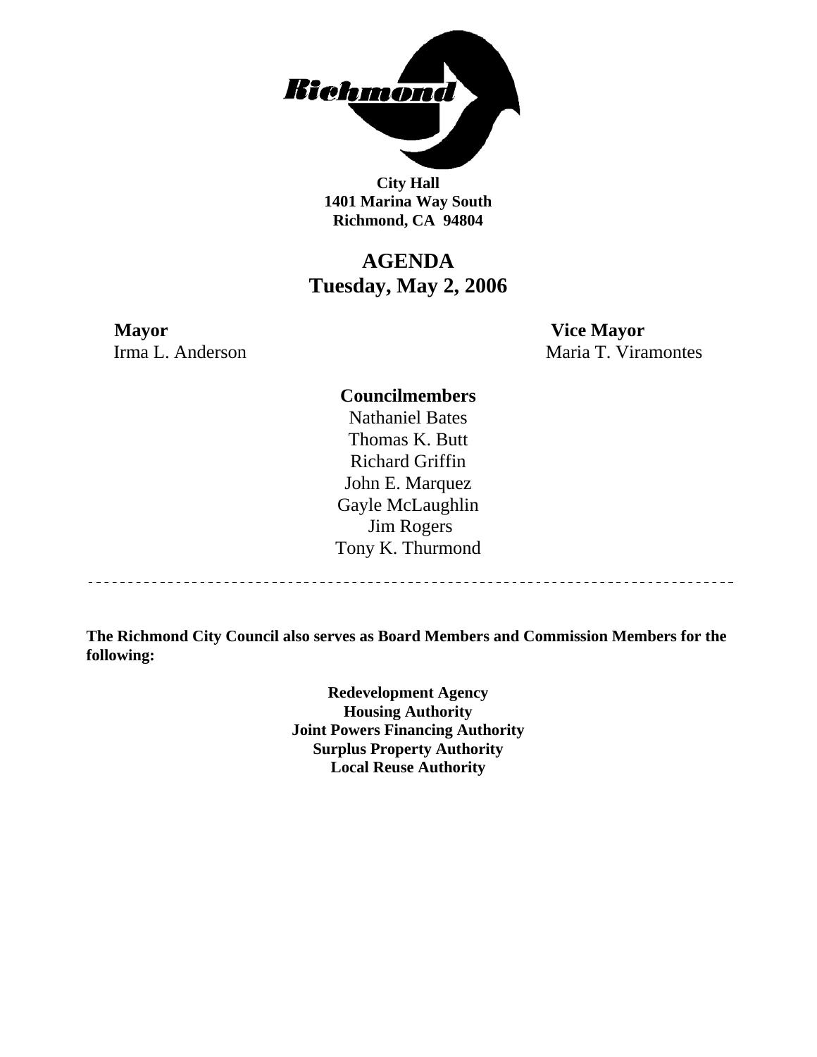**City Hall**
**1401 Marina Way South**
**Richmond, CA 94804**

# AGENDA
## Tuesday, May 2, 2006

**Mayor**
Irma L. Anderson

**Vice Mayor**
Maria T. Viramontes

**Councilmembers**
Nathaniel Bates
Thomas K. Butt
Richard Griffin
John E. Marquez
Gayle McLaughlin
Jim Rogers
Tony K. Thurmond

---

**The Richmond City Council also serves as Board Members and Commission Members for the following:**

**Redevelopment Agency**
**Housing Authority**
**Joint Powers Financing Authority**
**Surplus Property Authority**
**Local Reuse Authority**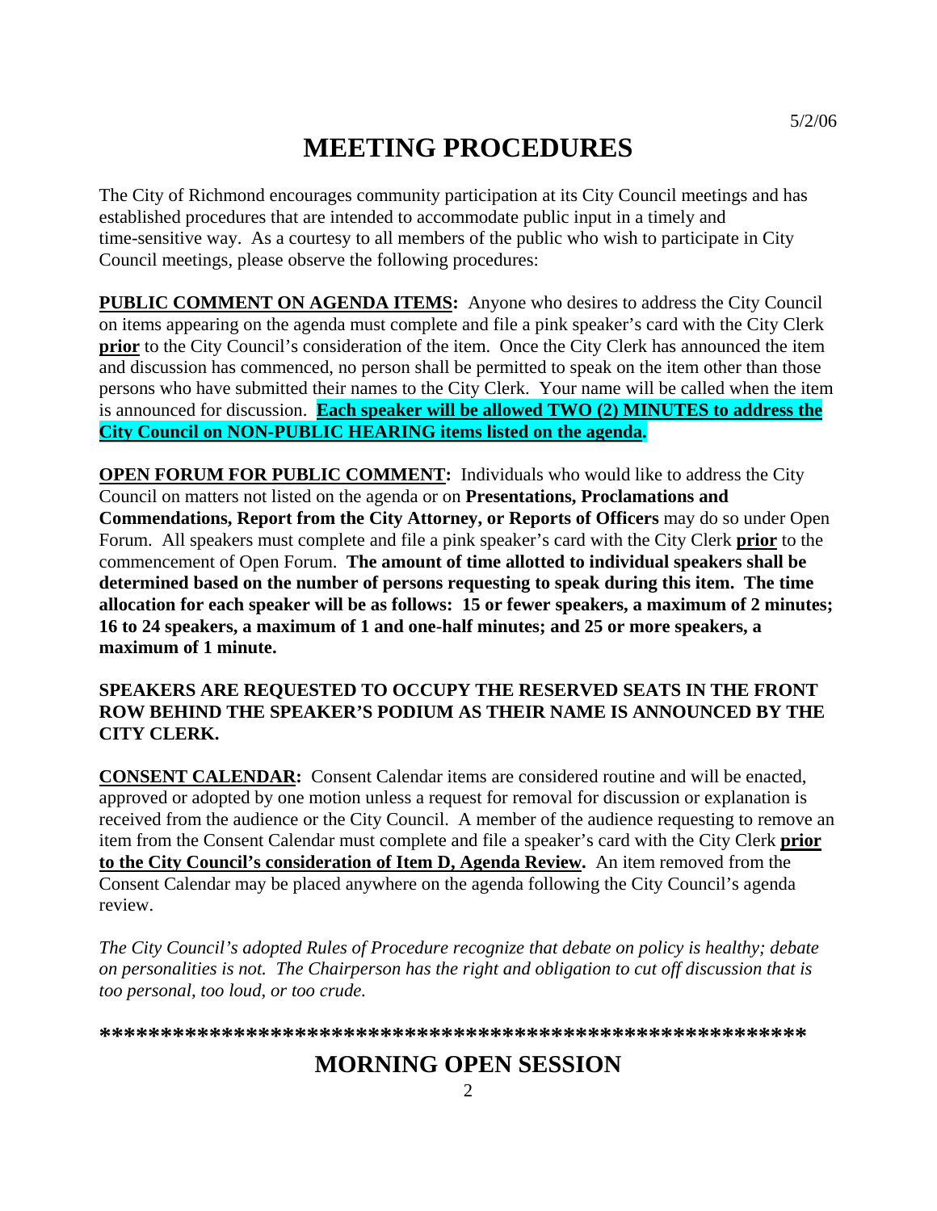5/2/06

# MEETING PROCEDURES

The City of Richmond encourages community participation at its City Council meetings and has established procedures that are intended to accommodate public input in a timely and time-sensitive way. As a courtesy to all members of the public who wish to participate in City Council meetings, please observe the following procedures:

**PUBLIC COMMENT ON AGENDA ITEMS:** Anyone who desires to address the City Council on items appearing on the agenda must complete and file a pink speaker's card with the City Clerk **prior** to the City Council's consideration of the item. Once the City Clerk has announced the item and discussion has commenced, no person shall be permitted to speak on the item other than those persons who have submitted their names to the City Clerk. Your name will be called when the item is announced for discussion. **Each speaker will be allowed TWO (2) MINUTES to address the City Council on NON-PUBLIC HEARING items listed on the agenda.**

**OPEN FORUM FOR PUBLIC COMMENT:** Individuals who would like to address the City Council on matters not listed on the agenda or on **Presentations, Proclamations and Commendations, Report from the City Attorney, or Reports of Officers** may do so under Open Forum. All speakers must complete and file a pink speaker's card with the City Clerk **prior** to the commencement of Open Forum. **The amount of time allotted to individual speakers shall be determined based on the number of persons requesting to speak during this item. The time allocation for each speaker will be as follows: 15 or fewer speakers, a maximum of 2 minutes; 16 to 24 speakers, a maximum of 1 and one-half minutes; and 25 or more speakers, a maximum of 1 minute.**

**SPEAKERS ARE REQUESTED TO OCCUPY THE RESERVED SEATS IN THE FRONT ROW BEHIND THE SPEAKER'S PODIUM AS THEIR NAME IS ANNOUNCED BY THE CITY CLERK.**

**CONSENT CALENDAR:** Consent Calendar items are considered routine and will be enacted, approved or adopted by one motion unless a request for removal for discussion or explanation is received from the audience or the City Council. A member of the audience requesting to remove an item from the Consent Calendar must complete and file a speaker's card with the City Clerk **prior to the City Council's consideration of Item D, Agenda Review.** An item removed from the Consent Calendar may be placed anywhere on the agenda following the City Council's agenda review.

*The City Council's adopted Rules of Procedure recognize that debate on policy is healthy; debate on personalities is not. The Chairperson has the right and obligation to cut off discussion that is too personal, too loud, or too crude.*

**\*\*\*\*\*\*\*\*\*\*\*\*\*\*\*\*\*\*\*\*\*\*\*\*\*\*\*\*\*\*\*\*\*\*\*\*\*\*\*\*\*\*\*\*\*\*\*\*\*\*\*\*\*\*\*\*\*\*\*\*\***

# MORNING OPEN SESSION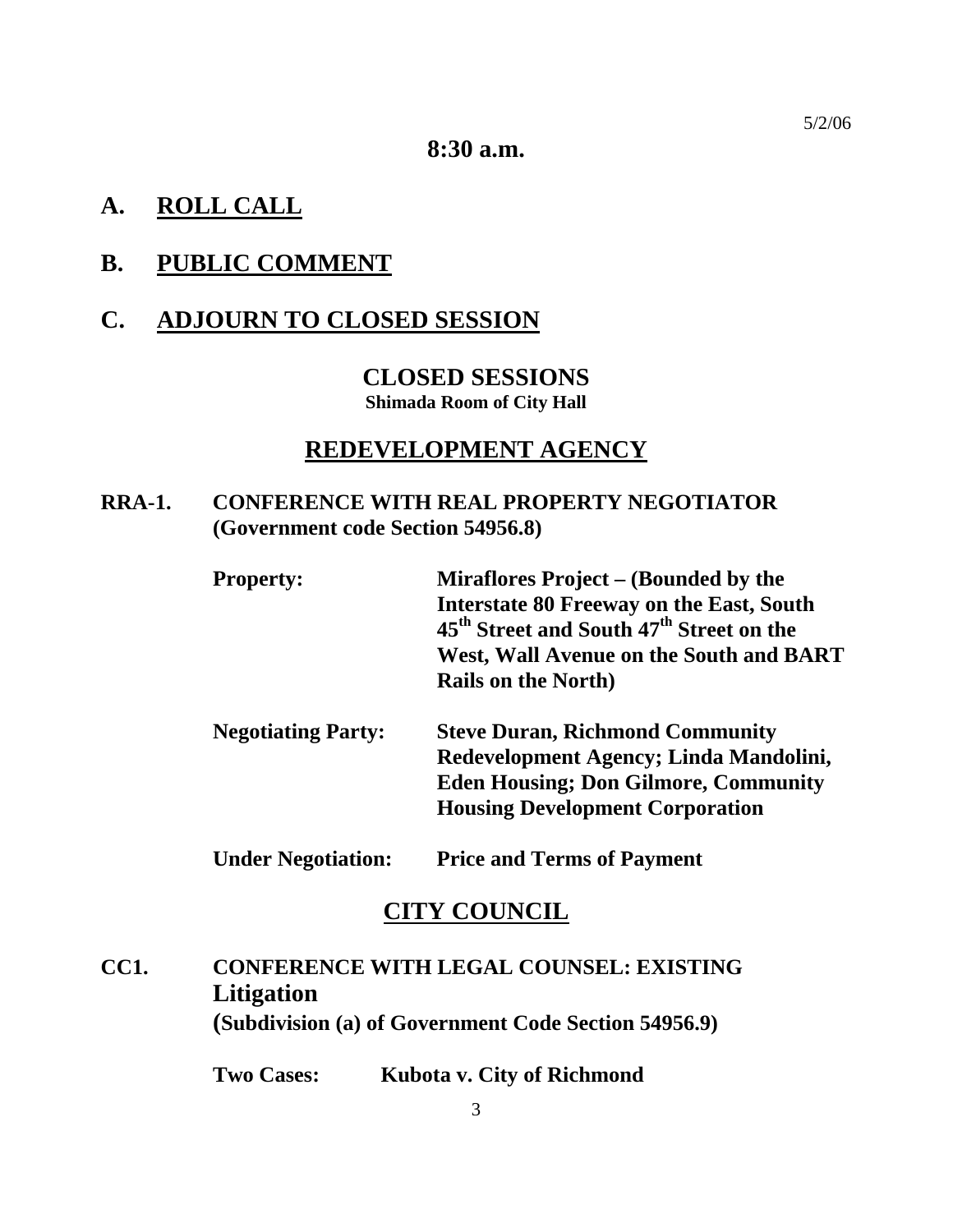5/2/06

**8:30 a.m.**

## A. ROLL CALL

## B. PUBLIC COMMENT

## C. ADJOURN TO CLOSED SESSION

### CLOSED SESSIONS

**Shimada Room of City Hall**

## REDEVELOPMENT AGENCY

**RRA-1. CONFERENCE WITH REAL PROPERTY NEGOTIATOR (Government code Section 54956.8)**

**Property:** **Miraflores Project – (Bounded by the Interstate 80 Freeway on the East, South 45th Street and South 47th Street on the West, Wall Avenue on the South and BART Rails on the North)**

**Negotiating Party:** **Steve Duran, Richmond Community Redevelopment Agency; Linda Mandolini, Eden Housing; Don Gilmore, Community Housing Development Corporation**

**Under Negotiation:** **Price and Terms of Payment**

## CITY COUNCIL

**CC1. CONFERENCE WITH LEGAL COUNSEL: EXISTING Litigation (Subdivision (a) of Government Code Section 54956.9)**

**Two Cases:** **Kubota v. City of Richmond**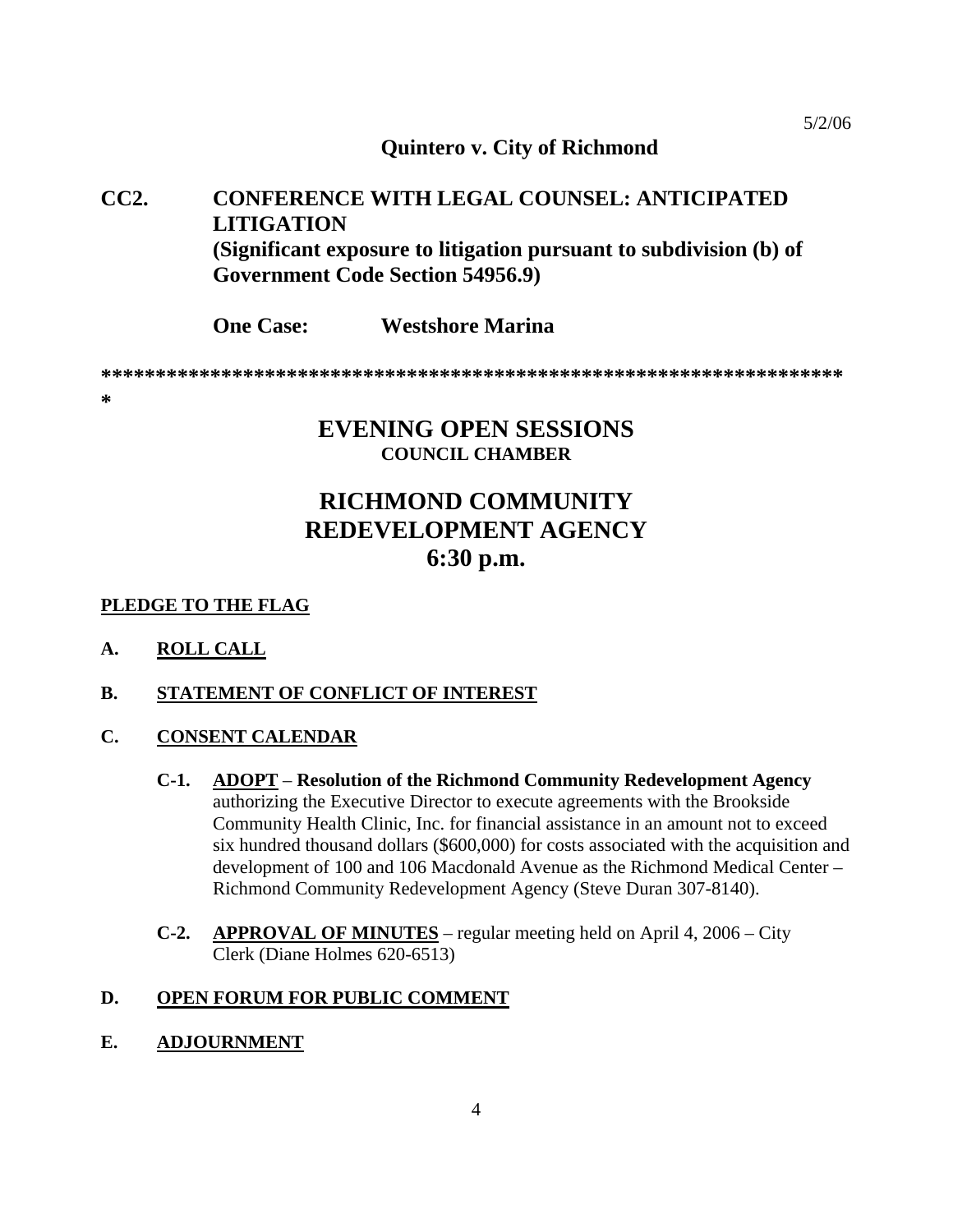**Quintero v. City of Richmond**

**CC2. CONFERENCE WITH LEGAL COUNSEL: ANTICIPATED LITIGATION (Significant exposure to litigation pursuant to subdivision (b) of Government Code Section 54956.9)**

**One Case: Westshore Marina**

**********************************************************************
*

# EVENING OPEN SESSIONS

**COUNCIL CHAMBER**

# RICHMOND COMMUNITY REDEVELOPMENT AGENCY 6:30 p.m.

**PLEDGE TO THE FLAG**

**A. ROLL CALL**

**B. STATEMENT OF CONFLICT OF INTEREST**

**C. CONSENT CALENDAR**

**C-1. ADOPT – Resolution of the Richmond Community Redevelopment Agency** authorizing the Executive Director to execute agreements with the Brookside Community Health Clinic, Inc. for financial assistance in an amount not to exceed six hundred thousand dollars ($600,000) for costs associated with the acquisition and development of 100 and 106 Macdonald Avenue as the Richmond Medical Center – Richmond Community Redevelopment Agency (Steve Duran 307-8140).

**C-2. APPROVAL OF MINUTES** – regular meeting held on April 4, 2006 – City Clerk (Diane Holmes 620-6513)

**D. OPEN FORUM FOR PUBLIC COMMENT**

**E. ADJOURNMENT**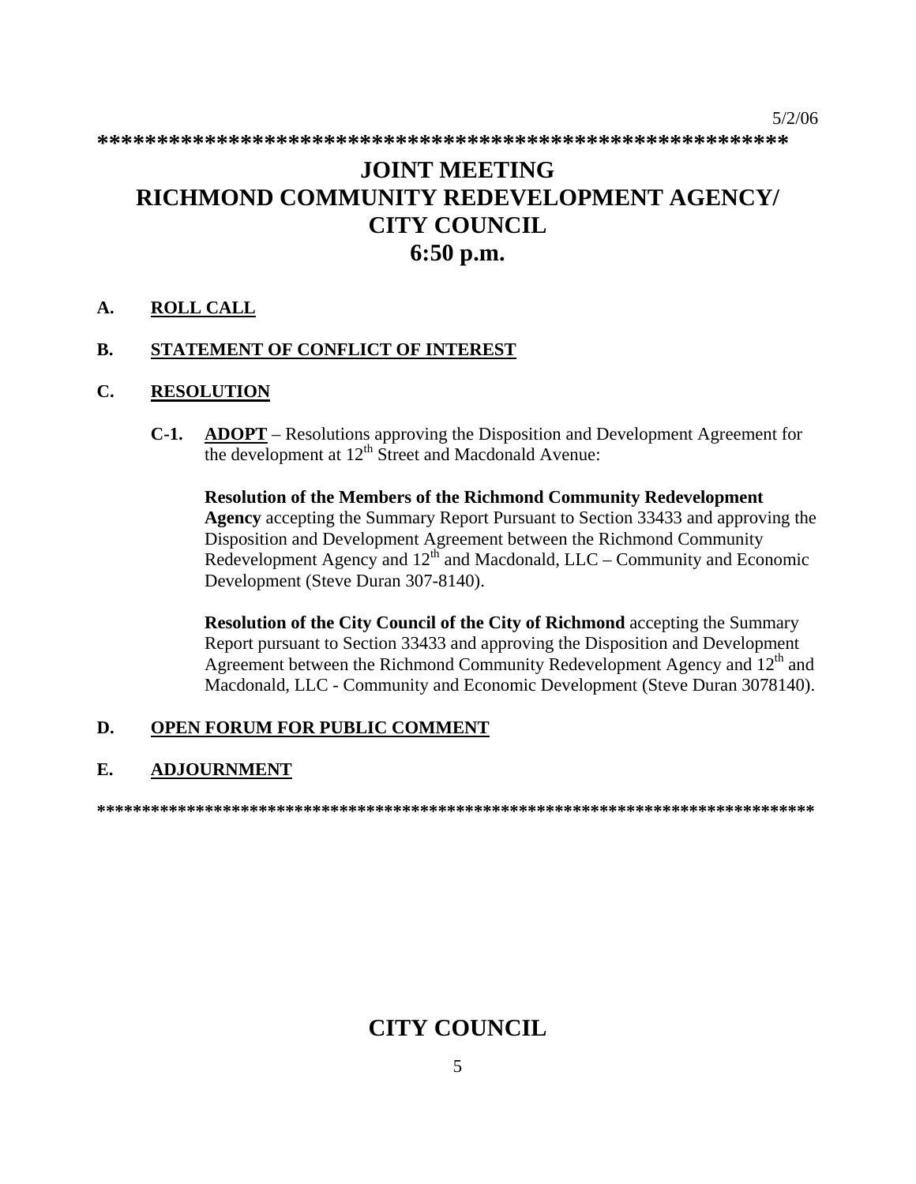5/2/06

*************************************************************

# JOINT MEETING
# RICHMOND COMMUNITY REDEVELOPMENT AGENCY/
# CITY COUNCIL
# 6:50 p.m.

**A. ROLL CALL**

**B. STATEMENT OF CONFLICT OF INTEREST**

**C. RESOLUTION**

**C-1. ADOPT** – Resolutions approving the Disposition and Development Agreement for the development at 12th Street and Macdonald Avenue:

**Resolution of the Members of the Richmond Community Redevelopment Agency** accepting the Summary Report Pursuant to Section 33433 and approving the Disposition and Development Agreement between the Richmond Community Redevelopment Agency and 12th and Macdonald, LLC – Community and Economic Development (Steve Duran 307-8140).

**Resolution of the City Council of the City of Richmond** accepting the Summary Report pursuant to Section 33433 and approving the Disposition and Development Agreement between the Richmond Community Redevelopment Agency and 12th and Macdonald, LLC - Community and Economic Development (Steve Duran 3078140).

**D. OPEN FORUM FOR PUBLIC COMMENT**

**E. ADJOURNMENT**

*******************************************************************************

# CITY COUNCIL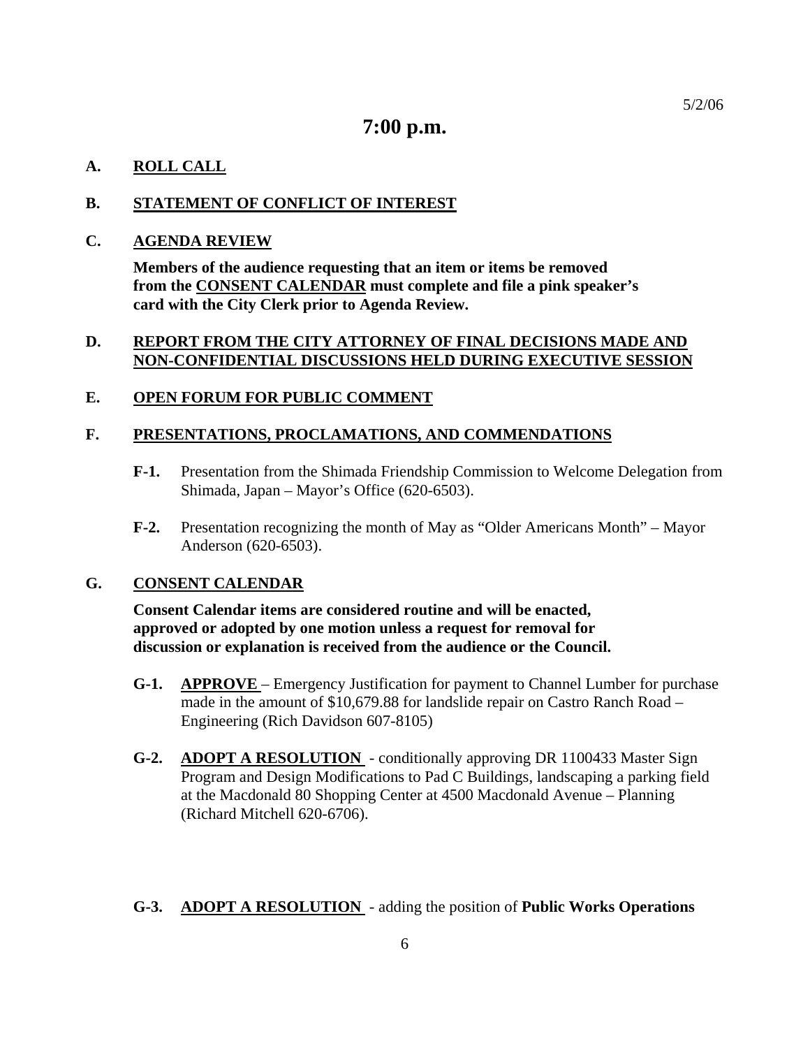5/2/06

# 7:00 p.m.

**A. <u>ROLL CALL</u>**

**B. <u>STATEMENT OF CONFLICT OF INTEREST</u>**

**C. <u>AGENDA REVIEW</u>**

**Members of the audience requesting that an item or items be removed from the <u>CONSENT CALENDAR</u> must complete and file a pink speaker's card with the City Clerk prior to Agenda Review.**

**D. <u>REPORT FROM THE CITY ATTORNEY OF FINAL DECISIONS MADE AND NON-CONFIDENTIAL DISCUSSIONS HELD DURING EXECUTIVE SESSION</u>**

**E. <u>OPEN FORUM FOR PUBLIC COMMENT</u>**

**F. <u>PRESENTATIONS, PROCLAMATIONS, AND COMMENDATIONS</u>**

**F-1.** Presentation from the Shimada Friendship Commission to Welcome Delegation from Shimada, Japan – Mayor's Office (620-6503).

**F-2.** Presentation recognizing the month of May as "Older Americans Month" – Mayor Anderson (620-6503).

**G. <u>CONSENT CALENDAR</u>**

**Consent Calendar items are considered routine and will be enacted, approved or adopted by one motion unless a request for removal for discussion or explanation is received from the audience or the Council.**

**G-1. <u>APPROVE</u>** – Emergency Justification for payment to Channel Lumber for purchase made in the amount of $10,679.88 for landslide repair on Castro Ranch Road – Engineering (Rich Davidson 607-8105)

**G-2. <u>ADOPT A RESOLUTION</u>** - conditionally approving DR 1100433 Master Sign Program and Design Modifications to Pad C Buildings, landscaping a parking field at the Macdonald 80 Shopping Center at 4500 Macdonald Avenue – Planning (Richard Mitchell 620-6706).

**G-3. <u>ADOPT A RESOLUTION</u>** - adding the position of **Public Works Operations**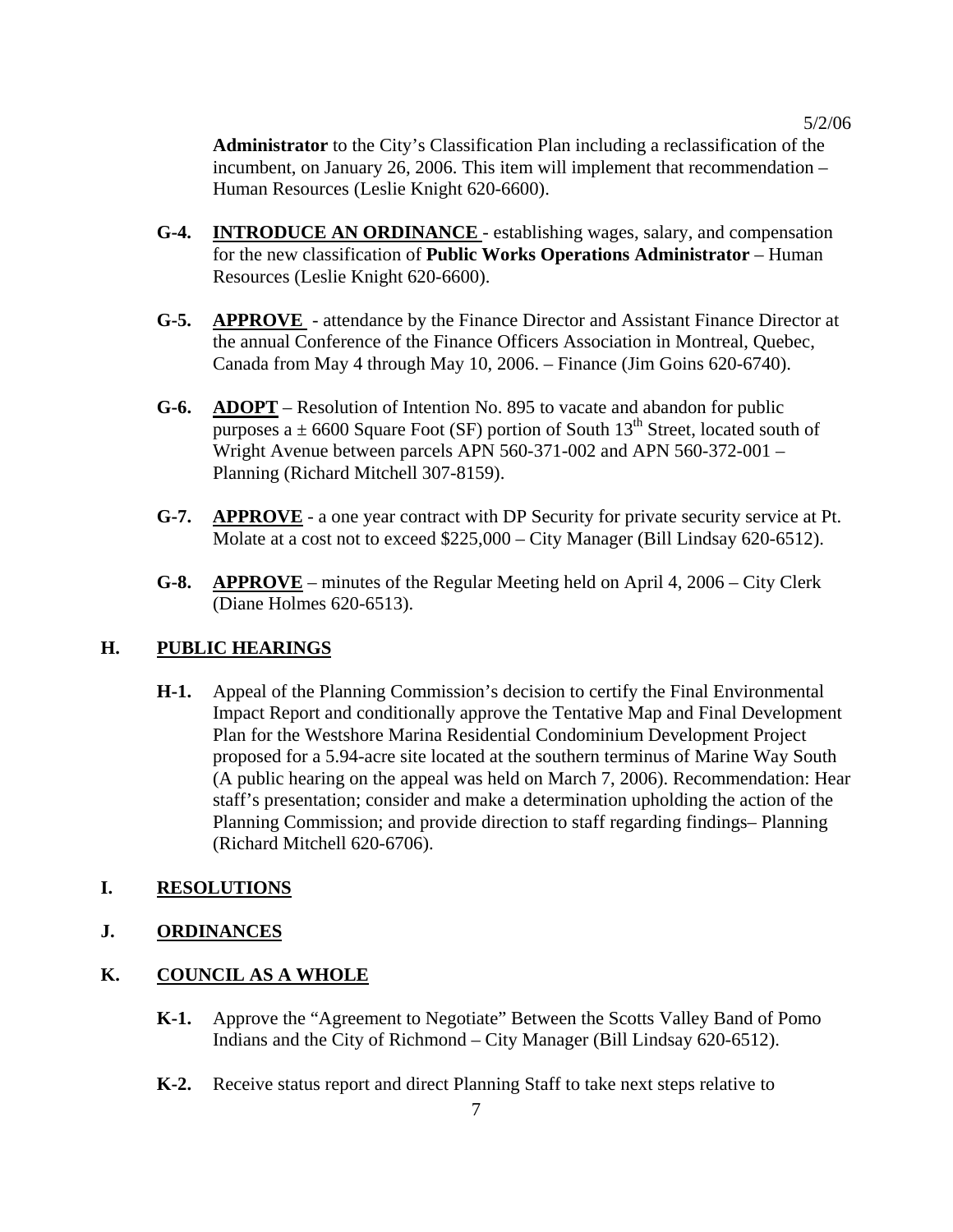**Administrator** to the City's Classification Plan including a reclassification of the incumbent, on January 26, 2006. This item will implement that recommendation – Human Resources (Leslie Knight 620-6600).

**G-4.** **INTRODUCE AN ORDINANCE** - establishing wages, salary, and compensation for the new classification of **Public Works Operations Administrator** – Human Resources (Leslie Knight 620-6600).

**G-5.** **APPROVE** - attendance by the Finance Director and Assistant Finance Director at the annual Conference of the Finance Officers Association in Montreal, Quebec, Canada from May 4 through May 10, 2006. – Finance (Jim Goins 620-6740).

**G-6.** **ADOPT** – Resolution of Intention No. 895 to vacate and abandon for public purposes a ± 6600 Square Foot (SF) portion of South 13th Street, located south of Wright Avenue between parcels APN 560-371-002 and APN 560-372-001 – Planning (Richard Mitchell 307-8159).

**G-7.** **APPROVE** - a one year contract with DP Security for private security service at Pt. Molate at a cost not to exceed $225,000 – City Manager (Bill Lindsay 620-6512).

**G-8.** **APPROVE** – minutes of the Regular Meeting held on April 4, 2006 – City Clerk (Diane Holmes 620-6513).

## H. PUBLIC HEARINGS

**H-1.** Appeal of the Planning Commission's decision to certify the Final Environmental Impact Report and conditionally approve the Tentative Map and Final Development Plan for the Westshore Marina Residential Condominium Development Project proposed for a 5.94-acre site located at the southern terminus of Marine Way South (A public hearing on the appeal was held on March 7, 2006). Recommendation: Hear staff's presentation; consider and make a determination upholding the action of the Planning Commission; and provide direction to staff regarding findings– Planning (Richard Mitchell 620-6706).

## I. RESOLUTIONS

## J. ORDINANCES

## K. COUNCIL AS A WHOLE

**K-1.** Approve the "Agreement to Negotiate" Between the Scotts Valley Band of Pomo Indians and the City of Richmond – City Manager (Bill Lindsay 620-6512).

**K-2.** Receive status report and direct Planning Staff to take next steps relative to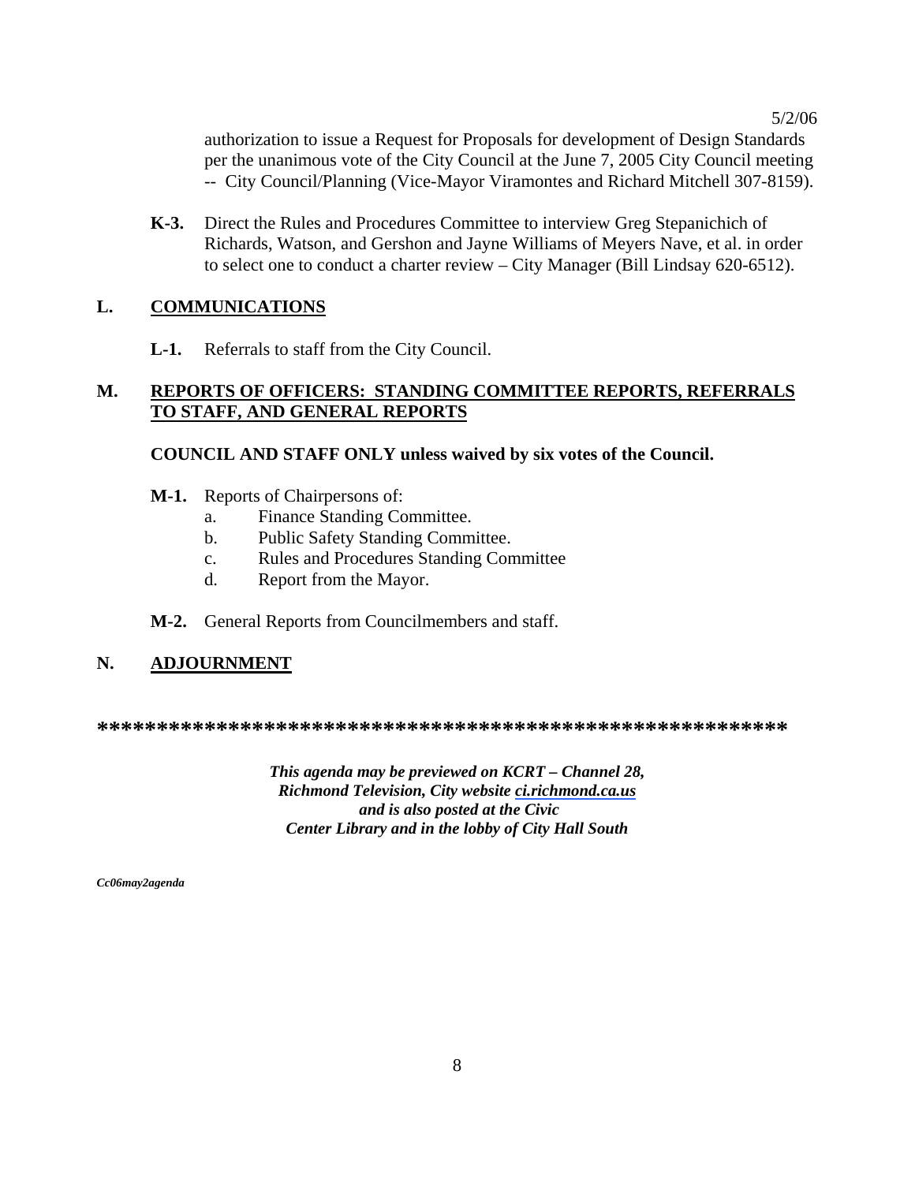authorization to issue a Request for Proposals for development of Design Standards per the unanimous vote of the City Council at the June 7, 2005 City Council meeting -- City Council/Planning (Vice-Mayor Viramontes and Richard Mitchell 307-8159).

**K-3.** Direct the Rules and Procedures Committee to interview Greg Stepanichich of Richards, Watson, and Gershon and Jayne Williams of Meyers Nave, et al. in order to select one to conduct a charter review – City Manager (Bill Lindsay 620-6512).

## L. COMMUNICATIONS

**L-1.** Referrals to staff from the City Council.

## M. REPORTS OF OFFICERS: STANDING COMMITTEE REPORTS, REFERRALS TO STAFF, AND GENERAL REPORTS

**COUNCIL AND STAFF ONLY unless waived by six votes of the Council.**

**M-1.** Reports of Chairpersons of:

a. Finance Standing Committee.
b. Public Safety Standing Committee.
c. Rules and Procedures Standing Committee
d. Report from the Mayor.

**M-2.** General Reports from Councilmembers and staff.

## N. ADJOURNMENT

**************************************************************

***This agenda may be previewed on KCRT – Channel 28, Richmond Television, City website ci.richmond.ca.us and is also posted at the Civic Center Library and in the lobby of City Hall South***

***Cc06may2agenda***